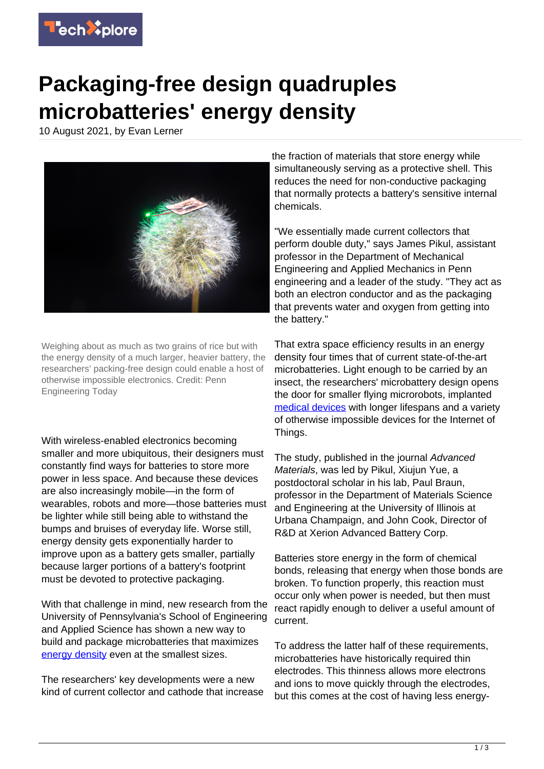# Packaging-free design quadruples microbatteries' energy density

10 August 2021, by Evan Lerner

Weighing about as much as two grains of rice but with the energy density of a much larger, heavier battery, the researchers' packing-free design could enable a host of otherwise impossible electronics. Credit: Penn Engineering Today

With wireless-enabled electronics becoming smaller and more ubiquitous, their designers must constantly find ways for batteries to store more power in less space. And because these devices are also increasingly mobile—in the form of wearables, robots and more—those batteries must be lighter while still being able to withstand the bumps and bruises of everyday life. Worse still, energy density gets exponentially harder to improve upon as a battery gets smaller, partially because larger portions of a battery's footprint must be devoted to protective packaging.

With that challenge in mind, new research from the University of Pennsylvania's School of Engineering and Applied Science has shown a new way to build and package microbatteries that maximizes energy density even at the smallest sizes.

The researchers' key developments were a new kind of current collector and cathode that increase the fraction of materials that store energy while simultaneously serving as a protective shell. This reduces the need for non-conductive packaging that normally protects a battery's sensitive internal chemicals.

"We essentially made current collectors that perform double duty," says James Pikul, assistant professor in the Department of Mechanical Engineering and Applied Mechanics in Penn engineering and a leader of the study. "They act as both an electron conductor and as the packaging that prevents water and oxygen from getting into the battery."

That extra space efficiency results in an energy density four times that of current state-of-the-art microbatteries. Light enough to be carried by an insect, the researchers' microbattery design opens the door for smaller flying microrobots, implanted medical devices with longer lifespans and a variety of otherwise impossible devices for the Internet of Things.

The study, published in the journal *Advanced Materials*, was led by Pikul, Xiujun Yue, a postdoctoral scholar in his lab, Paul Braun, professor in the Department of Materials Science and Engineering at the University of Illinois at Urbana Champaign, and John Cook, Director of R&D at Xerion Advanced Battery Corp.

Batteries store energy in the form of chemical bonds, releasing that energy when those bonds are broken. To function properly, this reaction must occur only when power is needed, but then must react rapidly enough to deliver a useful amount of current.

To address the latter half of these requirements, microbatteries have historically required thin electrodes. This thinness allows more electrons and ions to move quickly through the electrodes, but this comes at the cost of having less energy-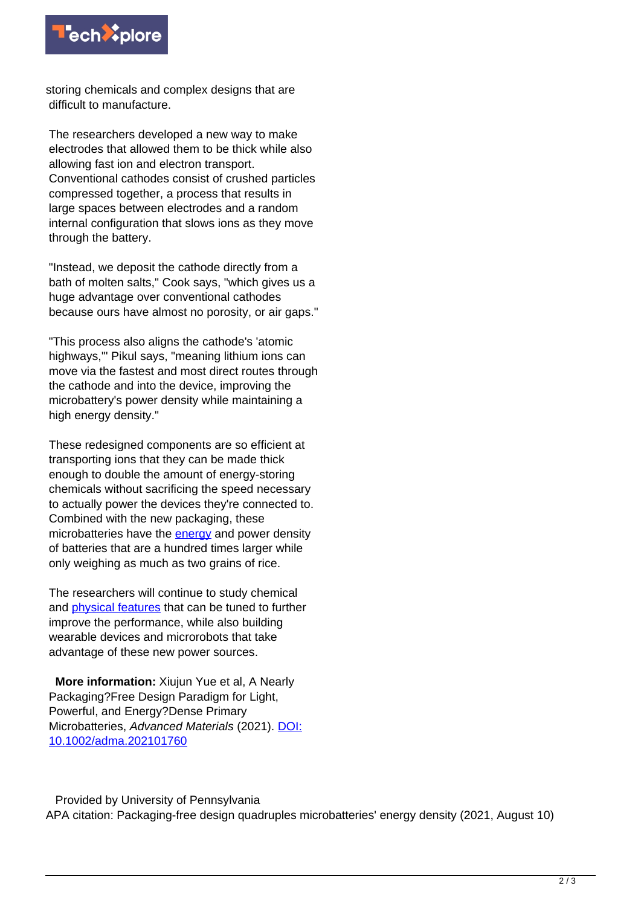storing chemicals and complex designs that are difficult to manufacture.

The researchers developed a new way to make electrodes that allowed them to be thick while also allowing fast ion and electron transport. Conventional cathodes consist of crushed particles compressed together, a process that results in large spaces between electrodes and a random internal configuration that slows ions as they move through the battery.

"Instead, we deposit the cathode directly from a bath of molten salts," Cook says, "which gives us a huge advantage over conventional cathodes because ours have almost no porosity, or air gaps."

"This process also aligns the cathode's 'atomic highways,'" Pikul says, "meaning lithium ions can move via the fastest and most direct routes through the cathode and into the device, improving the microbattery's power density while maintaining a high energy density."

These redesigned components are so efficient at transporting ions that they can be made thick enough to double the amount of energy-storing chemicals without sacrificing the speed necessary to actually power the devices they're connected to. Combined with the new packaging, these microbatteries have the energy and power density of batteries that are a hundred times larger while only weighing as much as two grains of rice.

The researchers will continue to study chemical and physical features that can be tuned to further improve the performance, while also building wearable devices and microrobots that take advantage of these new power sources.

**More information:** Xiujun Yue et al, A Nearly Packaging?Free Design Paradigm for Light, Powerful, and Energy?Dense Primary Microbatteries, *Advanced Materials* (2021). DOI: 10.1002/adma.202101760

Provided by University of Pennsylvania

APA citation: Packaging-free design quadruples microbatteries' energy density (2021, August 10)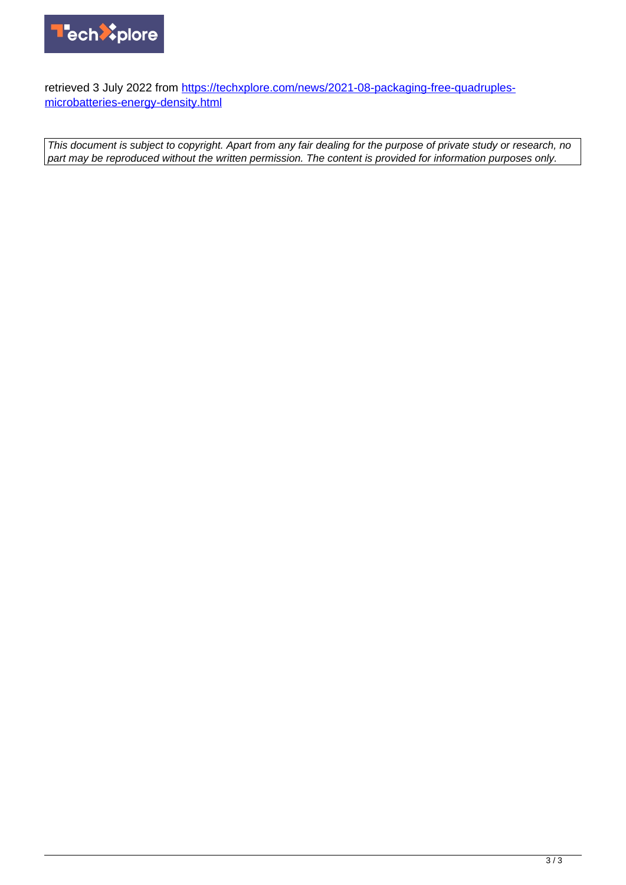retrieved 3 July 2022 from [https://techxplore.com/news/2021-08-packaging-free-quadruples-microbatteries-energy-density.html](https://techxplore.com/news/2021-08-packaging-free-quadruples-microbatteries-energy-density.html)

*This document is subject to copyright. Apart from any fair dealing for the purpose of private study or research, no part may be reproduced without the written permission. The content is provided for information purposes only.*